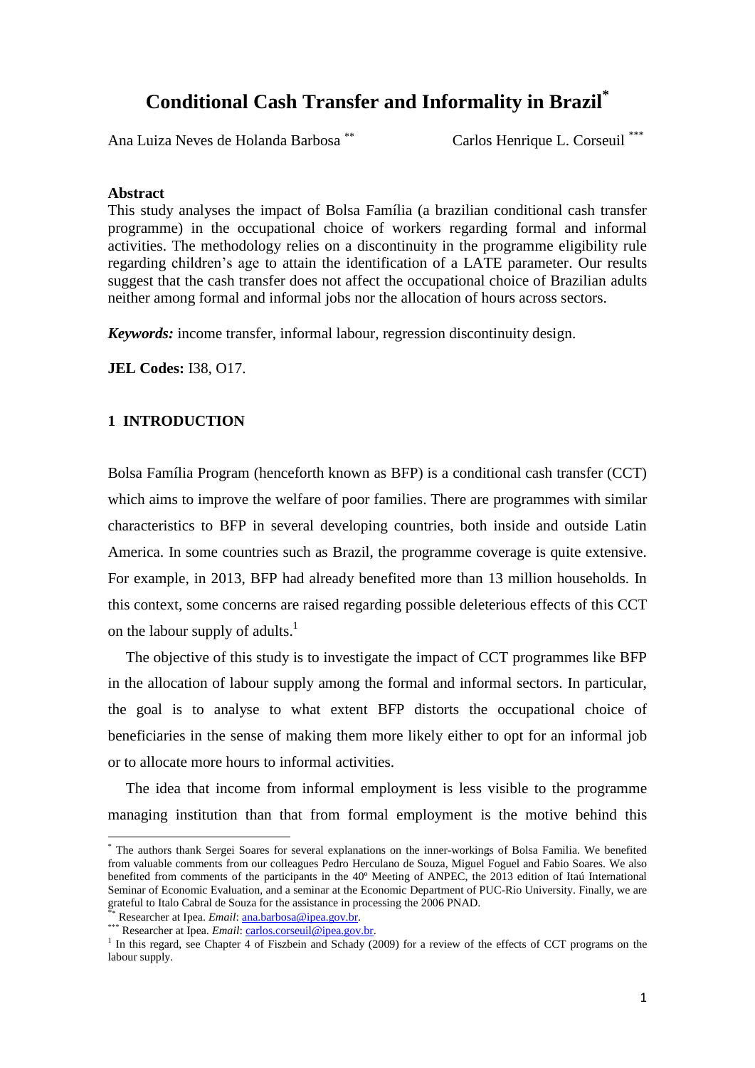# Conditional Cash Transfer and Informality in Brazil[*]

Ana Luiza Neves de Holanda Barbosa [**] Carlos Henrique L. Corseuil [***]

**Abstract**

This study analyses the impact of Bolsa Família (a brazilian conditional cash transfer programme) in the occupational choice of workers regarding formal and informal activities. The methodology relies on a discontinuity in the programme eligibility rule regarding children's age to attain the identification of a LATE parameter. Our results suggest that the cash transfer does not affect the occupational choice of Brazilian adults neither among formal and informal jobs nor the allocation of hours across sectors.

***Keywords:*** income transfer, informal labour, regression discontinuity design.

**JEL Codes:** I38, O17.

## 1 INTRODUCTION

Bolsa Família Program (henceforth known as BFP) is a conditional cash transfer (CCT) which aims to improve the welfare of poor families. There are programmes with similar characteristics to BFP in several developing countries, both inside and outside Latin America. In some countries such as Brazil, the programme coverage is quite extensive. For example, in 2013, BFP had already benefited more than 13 million households. In this context, some concerns are raised regarding possible deleterious effects of this CCT on the labour supply of adults.[1]

The objective of this study is to investigate the impact of CCT programmes like BFP in the allocation of labour supply among the formal and informal sectors. In particular, the goal is to analyse to what extent BFP distorts the occupational choice of beneficiaries in the sense of making them more likely either to opt for an informal job or to allocate more hours to informal activities.

The idea that income from informal employment is less visible to the programme managing institution than that from formal employment is the motive behind this

---

[*] The authors thank Sergei Soares for several explanations on the inner-workings of Bolsa Familia. We benefited from valuable comments from our colleagues Pedro Herculano de Souza, Miguel Foguel and Fabio Soares. We also benefited from comments of the participants in the 40º Meeting of ANPEC, the 2013 edition of Itaú International Seminar of Economic Evaluation, and a seminar at the Economic Department of PUC-Rio University. Finally, we are grateful to Italo Cabral de Souza for the assistance in processing the 2006 PNAD.

[**] Researcher at Ipea. *Email*: ana.barbosa@ipea.gov.br.

[***] Researcher at Ipea. *Email*: carlos.corseuil@ipea.gov.br.

[1] In this regard, see Chapter 4 of Fiszbein and Schady (2009) for a review of the effects of CCT programs on the labour supply.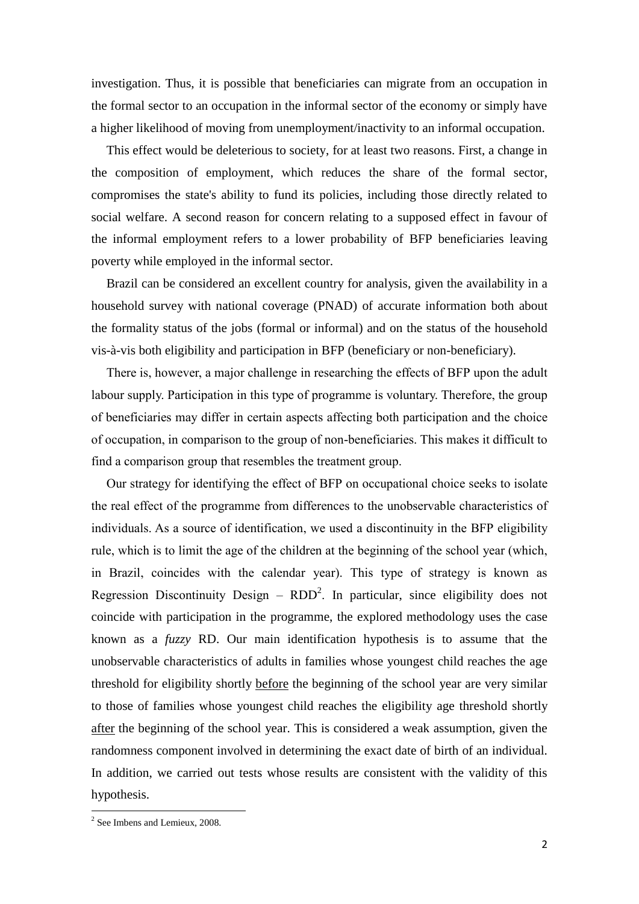investigation. Thus, it is possible that beneficiaries can migrate from an occupation in the formal sector to an occupation in the informal sector of the economy or simply have a higher likelihood of moving from unemployment/inactivity to an informal occupation.

This effect would be deleterious to society, for at least two reasons. First, a change in the composition of employment, which reduces the share of the formal sector, compromises the state's ability to fund its policies, including those directly related to social welfare. A second reason for concern relating to a supposed effect in favour of the informal employment refers to a lower probability of BFP beneficiaries leaving poverty while employed in the informal sector.

Brazil can be considered an excellent country for analysis, given the availability in a household survey with national coverage (PNAD) of accurate information both about the formality status of the jobs (formal or informal) and on the status of the household vis-à-vis both eligibility and participation in BFP (beneficiary or non-beneficiary).

There is, however, a major challenge in researching the effects of BFP upon the adult labour supply. Participation in this type of programme is voluntary. Therefore, the group of beneficiaries may differ in certain aspects affecting both participation and the choice of occupation, in comparison to the group of non-beneficiaries. This makes it difficult to find a comparison group that resembles the treatment group.

Our strategy for identifying the effect of BFP on occupational choice seeks to isolate the real effect of the programme from differences to the unobservable characteristics of individuals. As a source of identification, we used a discontinuity in the BFP eligibility rule, which is to limit the age of the children at the beginning of the school year (which, in Brazil, coincides with the calendar year). This type of strategy is known as Regression Discontinuity Design – RDD[2]. In particular, since eligibility does not coincide with participation in the programme, the explored methodology uses the case known as a *fuzzy* RD. Our main identification hypothesis is to assume that the unobservable characteristics of adults in families whose youngest child reaches the age threshold for eligibility shortly before the beginning of the school year are very similar to those of families whose youngest child reaches the eligibility age threshold shortly after the beginning of the school year. This is considered a weak assumption, given the randomness component involved in determining the exact date of birth of an individual. In addition, we carried out tests whose results are consistent with the validity of this hypothesis.

[2] See Imbens and Lemieux, 2008.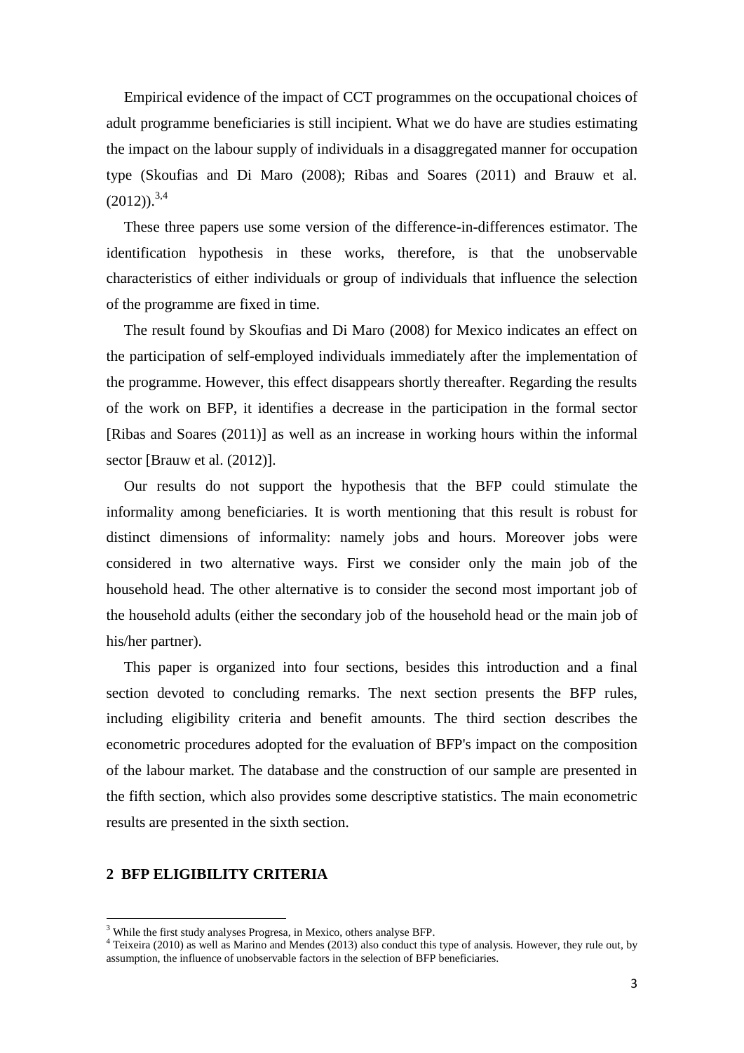Empirical evidence of the impact of CCT programmes on the occupational choices of adult programme beneficiaries is still incipient. What we do have are studies estimating the impact on the labour supply of individuals in a disaggregated manner for occupation type (Skoufias and Di Maro (2008); Ribas and Soares (2011) and Brauw et al. (2012)).[3,4]

These three papers use some version of the difference-in-differences estimator. The identification hypothesis in these works, therefore, is that the unobservable characteristics of either individuals or group of individuals that influence the selection of the programme are fixed in time.

The result found by Skoufias and Di Maro (2008) for Mexico indicates an effect on the participation of self-employed individuals immediately after the implementation of the programme. However, this effect disappears shortly thereafter. Regarding the results of the work on BFP, it identifies a decrease in the participation in the formal sector [Ribas and Soares (2011)] as well as an increase in working hours within the informal sector [Brauw et al. (2012)].

Our results do not support the hypothesis that the BFP could stimulate the informality among beneficiaries. It is worth mentioning that this result is robust for distinct dimensions of informality: namely jobs and hours. Moreover jobs were considered in two alternative ways. First we consider only the main job of the household head. The other alternative is to consider the second most important job of the household adults (either the secondary job of the household head or the main job of his/her partner).

This paper is organized into four sections, besides this introduction and a final section devoted to concluding remarks. The next section presents the BFP rules, including eligibility criteria and benefit amounts. The third section describes the econometric procedures adopted for the evaluation of BFP's impact on the composition of the labour market. The database and the construction of our sample are presented in the fifth section, which also provides some descriptive statistics. The main econometric results are presented in the sixth section.

## 2 BFP ELIGIBILITY CRITERIA

[3] While the first study analyses Progresa, in Mexico, others analyse BFP.

[4] Teixeira (2010) as well as Marino and Mendes (2013) also conduct this type of analysis. However, they rule out, by assumption, the influence of unobservable factors in the selection of BFP beneficiaries.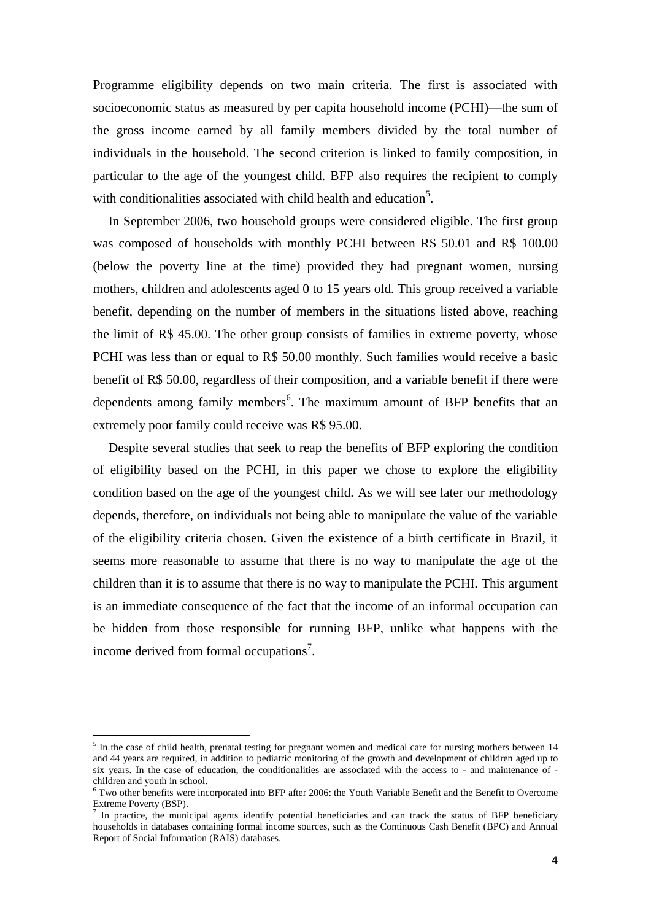Programme eligibility depends on two main criteria. The first is associated with socioeconomic status as measured by per capita household income (PCHI)—the sum of the gross income earned by all family members divided by the total number of individuals in the household. The second criterion is linked to family composition, in particular to the age of the youngest child. BFP also requires the recipient to comply with conditionalities associated with child health and education[5].

In September 2006, two household groups were considered eligible. The first group was composed of households with monthly PCHI between R$ 50.01 and R$ 100.00 (below the poverty line at the time) provided they had pregnant women, nursing mothers, children and adolescents aged 0 to 15 years old. This group received a variable benefit, depending on the number of members in the situations listed above, reaching the limit of R$ 45.00. The other group consists of families in extreme poverty, whose PCHI was less than or equal to R$ 50.00 monthly. Such families would receive a basic benefit of R$ 50.00, regardless of their composition, and a variable benefit if there were dependents among family members[6]. The maximum amount of BFP benefits that an extremely poor family could receive was R$ 95.00.

Despite several studies that seek to reap the benefits of BFP exploring the condition of eligibility based on the PCHI, in this paper we chose to explore the eligibility condition based on the age of the youngest child. As we will see later our methodology depends, therefore, on individuals not being able to manipulate the value of the variable of the eligibility criteria chosen. Given the existence of a birth certificate in Brazil, it seems more reasonable to assume that there is no way to manipulate the age of the children than it is to assume that there is no way to manipulate the PCHI. This argument is an immediate consequence of the fact that the income of an informal occupation can be hidden from those responsible for running BFP, unlike what happens with the income derived from formal occupations[7].

---

[5] In the case of child health, prenatal testing for pregnant women and medical care for nursing mothers between 14 and 44 years are required, in addition to pediatric monitoring of the growth and development of children aged up to six years. In the case of education, the conditionalities are associated with the access to - and maintenance of - children and youth in school.

[6] Two other benefits were incorporated into BFP after 2006: the Youth Variable Benefit and the Benefit to Overcome Extreme Poverty (BSP).

[7] In practice, the municipal agents identify potential beneficiaries and can track the status of BFP beneficiary households in databases containing formal income sources, such as the Continuous Cash Benefit (BPC) and Annual Report of Social Information (RAIS) databases.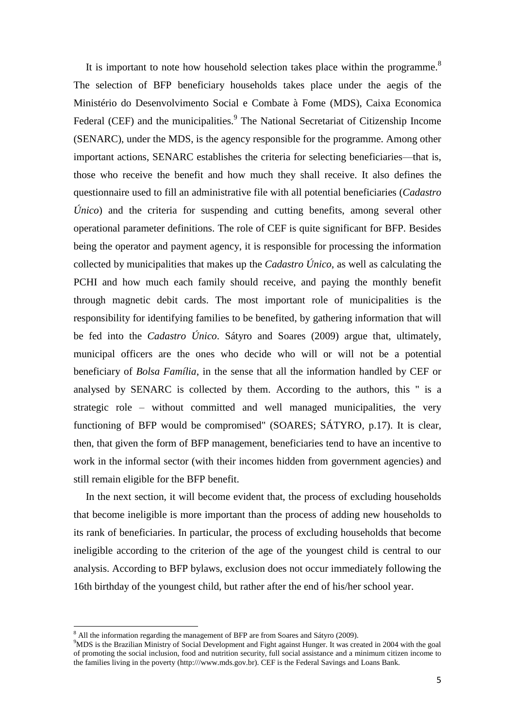It is important to note how household selection takes place within the programme.[8] The selection of BFP beneficiary households takes place under the aegis of the Ministério do Desenvolvimento Social e Combate à Fome (MDS), Caixa Economica Federal (CEF) and the municipalities.[9] The National Secretariat of Citizenship Income (SENARC), under the MDS, is the agency responsible for the programme. Among other important actions, SENARC establishes the criteria for selecting beneficiaries—that is, those who receive the benefit and how much they shall receive. It also defines the questionnaire used to fill an administrative file with all potential beneficiaries (*Cadastro Único*) and the criteria for suspending and cutting benefits, among several other operational parameter definitions. The role of CEF is quite significant for BFP. Besides being the operator and payment agency, it is responsible for processing the information collected by municipalities that makes up the *Cadastro Único*, as well as calculating the PCHI and how much each family should receive, and paying the monthly benefit through magnetic debit cards. The most important role of municipalities is the responsibility for identifying families to be benefited, by gathering information that will be fed into the *Cadastro Único*. Sátyro and Soares (2009) argue that, ultimately, municipal officers are the ones who decide who will or will not be a potential beneficiary of *Bolsa Família*, in the sense that all the information handled by CEF or analysed by SENARC is collected by them. According to the authors, this " is a strategic role – without committed and well managed municipalities, the very functioning of BFP would be compromised" (SOARES; SÁTYRO, p.17). It is clear, then, that given the form of BFP management, beneficiaries tend to have an incentive to work in the informal sector (with their incomes hidden from government agencies) and still remain eligible for the BFP benefit.

In the next section, it will become evident that, the process of excluding households that become ineligible is more important than the process of adding new households to its rank of beneficiaries. In particular, the process of excluding households that become ineligible according to the criterion of the age of the youngest child is central to our analysis. According to BFP bylaws, exclusion does not occur immediately following the 16th birthday of the youngest child, but rather after the end of his/her school year.

---

[8] All the information regarding the management of BFP are from Soares and Sátyro (2009).

[9] MDS is the Brazilian Ministry of Social Development and Fight against Hunger. It was created in 2004 with the goal of promoting the social inclusion, food and nutrition security, full social assistance and a minimum citizen income to the families living in the poverty (http:///www.mds.gov.br). CEF is the Federal Savings and Loans Bank.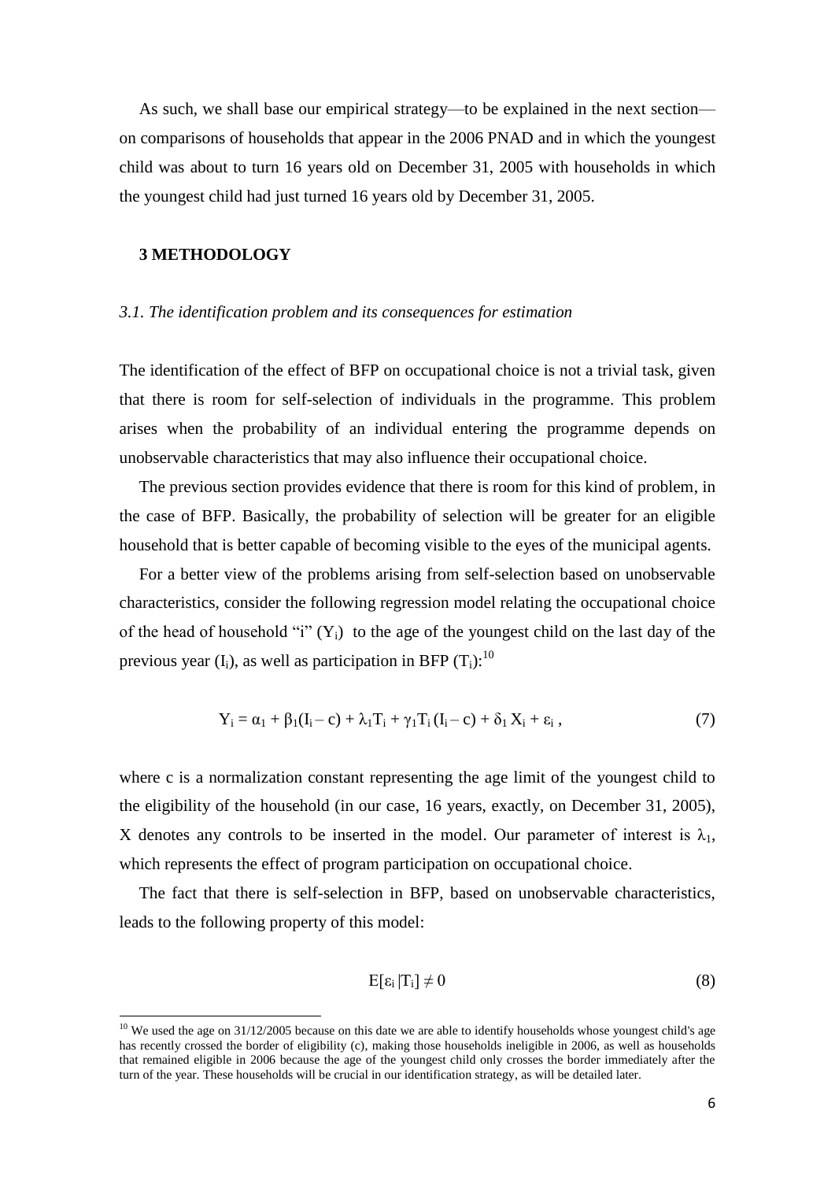As such, we shall base our empirical strategy—to be explained in the next section—on comparisons of households that appear in the 2006 PNAD and in which the youngest child was about to turn 16 years old on December 31, 2005 with households in which the youngest child had just turned 16 years old by December 31, 2005.

## 3 METHODOLOGY

### *3.1. The identification problem and its consequences for estimation*

The identification of the effect of BFP on occupational choice is not a trivial task, given that there is room for self-selection of individuals in the programme. This problem arises when the probability of an individual entering the programme depends on unobservable characteristics that may also influence their occupational choice.

The previous section provides evidence that there is room for this kind of problem, in the case of BFP. Basically, the probability of selection will be greater for an eligible household that is better capable of becoming visible to the eyes of the municipal agents.

For a better view of the problems arising from self-selection based on unobservable characteristics, consider the following regression model relating the occupational choice of the head of household "i" ($Y_i$) to the age of the youngest child on the last day of the previous year ($I_i$), as well as participation in BFP ($T_i$):[10]

$$Y_i = \alpha_1 + \beta_1(I_i - c) + \lambda_1 T_i + \gamma_1 T_i (I_i - c) + \delta_1 X_i + \varepsilon_i\,, \tag{7}$$

where c is a normalization constant representing the age limit of the youngest child to the eligibility of the household (in our case, 16 years, exactly, on December 31, 2005), X denotes any controls to be inserted in the model. Our parameter of interest is $\lambda_1$, which represents the effect of program participation on occupational choice.

The fact that there is self-selection in BFP, based on unobservable characteristics, leads to the following property of this model:

$$E[\varepsilon_i | T_i] \neq 0 \tag{8}$$

[10] We used the age on 31/12/2005 because on this date we are able to identify households whose youngest child's age has recently crossed the border of eligibility (c), making those households ineligible in 2006, as well as households that remained eligible in 2006 because the age of the youngest child only crosses the border immediately after the turn of the year. These households will be crucial in our identification strategy, as will be detailed later.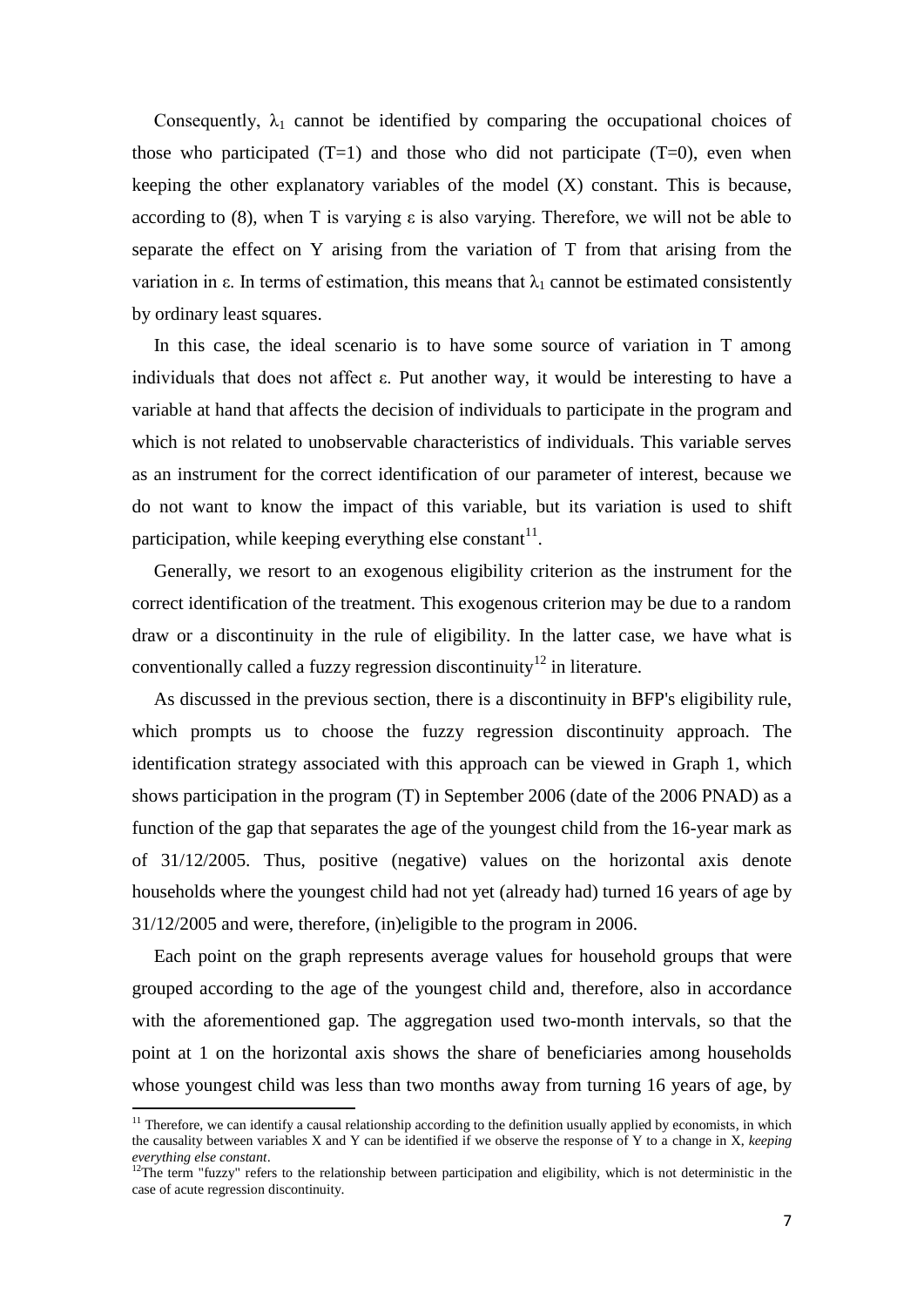Consequently, $\lambda_1$ cannot be identified by comparing the occupational choices of those who participated (T=1) and those who did not participate (T=0), even when keeping the other explanatory variables of the model (X) constant. This is because, according to (8), when T is varying $\varepsilon$ is also varying. Therefore, we will not be able to separate the effect on Y arising from the variation of T from that arising from the variation in $\varepsilon$. In terms of estimation, this means that $\lambda_1$ cannot be estimated consistently by ordinary least squares.

In this case, the ideal scenario is to have some source of variation in T among individuals that does not affect $\varepsilon$. Put another way, it would be interesting to have a variable at hand that affects the decision of individuals to participate in the program and which is not related to unobservable characteristics of individuals. This variable serves as an instrument for the correct identification of our parameter of interest, because we do not want to know the impact of this variable, but its variation is used to shift participation, while keeping everything else constant[11].

Generally, we resort to an exogenous eligibility criterion as the instrument for the correct identification of the treatment. This exogenous criterion may be due to a random draw or a discontinuity in the rule of eligibility. In the latter case, we have what is conventionally called a fuzzy regression discontinuity[12] in literature.

As discussed in the previous section, there is a discontinuity in BFP's eligibility rule, which prompts us to choose the fuzzy regression discontinuity approach. The identification strategy associated with this approach can be viewed in Graph 1, which shows participation in the program (T) in September 2006 (date of the 2006 PNAD) as a function of the gap that separates the age of the youngest child from the 16-year mark as of 31/12/2005. Thus, positive (negative) values on the horizontal axis denote households where the youngest child had not yet (already had) turned 16 years of age by 31/12/2005 and were, therefore, (in)eligible to the program in 2006.

Each point on the graph represents average values for household groups that were grouped according to the age of the youngest child and, therefore, also in accordance with the aforementioned gap. The aggregation used two-month intervals, so that the point at 1 on the horizontal axis shows the share of beneficiaries among households whose youngest child was less than two months away from turning 16 years of age, by

---

[11] Therefore, we can identify a causal relationship according to the definition usually applied by economists, in which the causality between variables X and Y can be identified if we observe the response of Y to a change in X, *keeping everything else constant*.

[12] The term "fuzzy" refers to the relationship between participation and eligibility, which is not deterministic in the case of acute regression discontinuity.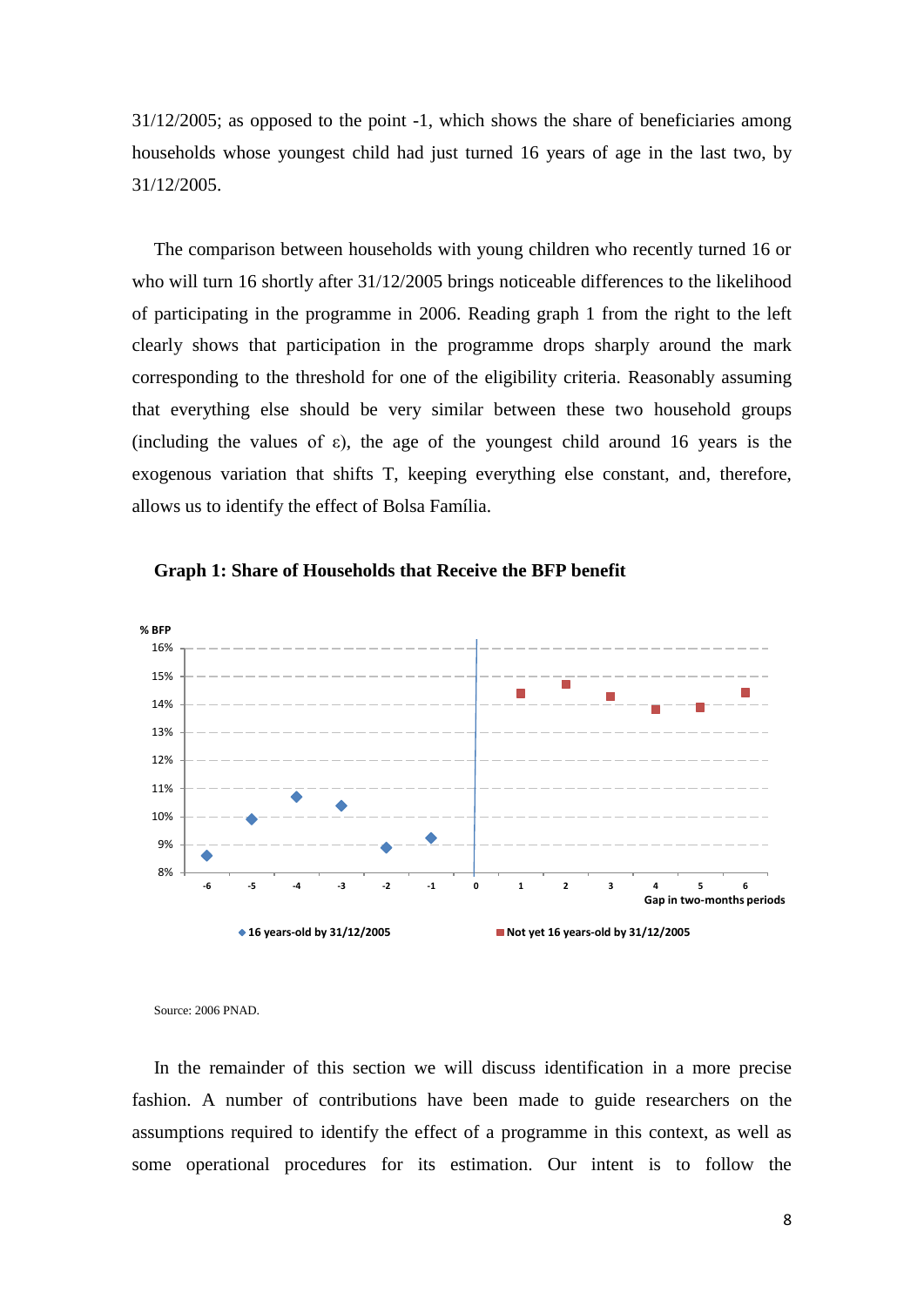31/12/2005; as opposed to the point -1, which shows the share of beneficiaries among households whose youngest child had just turned 16 years of age in the last two, by 31/12/2005.

The comparison between households with young children who recently turned 16 or who will turn 16 shortly after 31/12/2005 brings noticeable differences to the likelihood of participating in the programme in 2006. Reading graph 1 from the right to the left clearly shows that participation in the programme drops sharply around the mark corresponding to the threshold for one of the eligibility criteria. Reasonably assuming that everything else should be very similar between these two household groups (including the values of ε), the age of the youngest child around 16 years is the exogenous variation that shifts T, keeping everything else constant, and, therefore, allows us to identify the effect of Bolsa Família.

**Graph 1: Share of Households that Receive the BFP benefit**

% BFP

16%
15%
14%
13%
12%
11%
10%
9%
8%

-6 -5 -4 -3 -2 -1 0 1 2 3 4 5 6

Gap in two-months periods

◆ 16 years-old by 31/12/2005
■ Not yet 16 years-old by 31/12/2005

Source: 2006 PNAD.

In the remainder of this section we will discuss identification in a more precise fashion. A number of contributions have been made to guide researchers on the assumptions required to identify the effect of a programme in this context, as well as some operational procedures for its estimation. Our intent is to follow the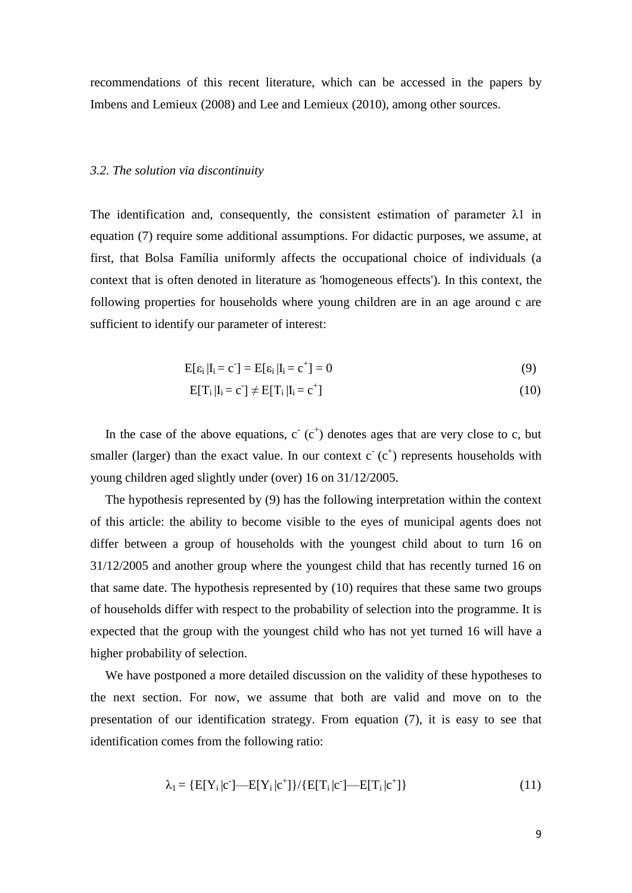recommendations of this recent literature, which can be accessed in the papers by Imbens and Lemieux (2008) and Lee and Lemieux (2010), among other sources.

### *3.2. The solution via discontinuity*

The identification and, consequently, the consistent estimation of parameter $\lambda 1$ in equation (7) require some additional assumptions. For didactic purposes, we assume, at first, that Bolsa Família uniformly affects the occupational choice of individuals (a context that is often denoted in literature as 'homogeneous effects'). In this context, the following properties for households where young children are in an age around c are sufficient to identify our parameter of interest:

$$E[\varepsilon_i \,|I_i = c^-] = E[\varepsilon_i \,|I_i = c^+] = 0 \tag{9}$$

$$E[T_i \,|I_i = c^-] \neq E[T_i \,|I_i = c^+] \tag{10}$$

In the case of the above equations, $c^-$ ($c^+$) denotes ages that are very close to c, but smaller (larger) than the exact value. In our context $c^-$ ($c^+$) represents households with young children aged slightly under (over) 16 on 31/12/2005.

The hypothesis represented by (9) has the following interpretation within the context of this article: the ability to become visible to the eyes of municipal agents does not differ between a group of households with the youngest child about to turn 16 on 31/12/2005 and another group where the youngest child that has recently turned 16 on that same date. The hypothesis represented by (10) requires that these same two groups of households differ with respect to the probability of selection into the programme. It is expected that the group with the youngest child who has not yet turned 16 will have a higher probability of selection.

We have postponed a more detailed discussion on the validity of these hypotheses to the next section. For now, we assume that both are valid and move on to the presentation of our identification strategy. From equation (7), it is easy to see that identification comes from the following ratio:

$$\lambda_1 = \{E[Y_i \,|c^-] — E[Y_i \,|c^+]\}/\{E[T_i \,|c^-] — E[T_i \,|c^+]\} \tag{11}$$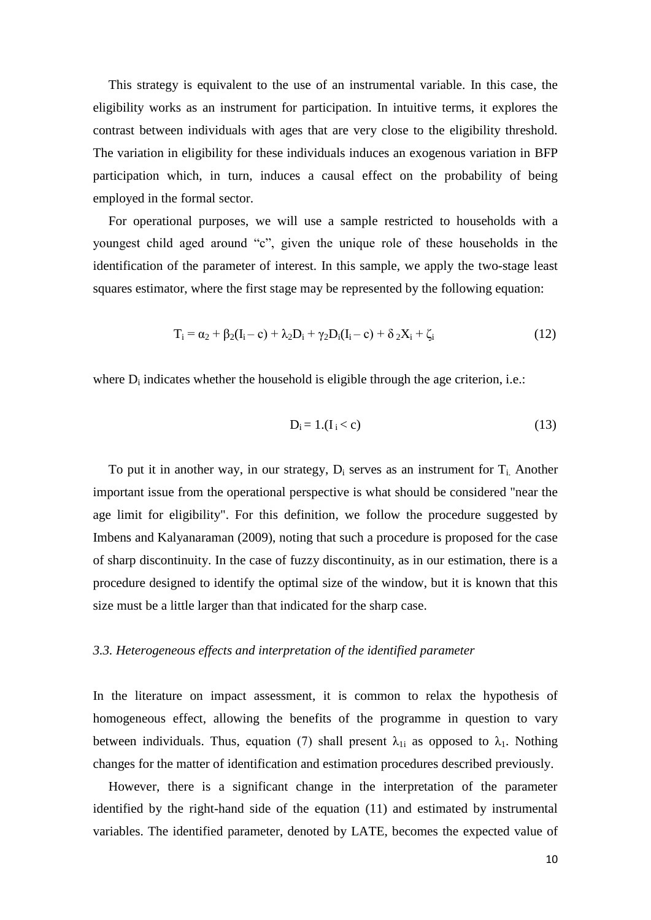This strategy is equivalent to the use of an instrumental variable. In this case, the eligibility works as an instrument for participation. In intuitive terms, it explores the contrast between individuals with ages that are very close to the eligibility threshold. The variation in eligibility for these individuals induces an exogenous variation in BFP participation which, in turn, induces a causal effect on the probability of being employed in the formal sector.

For operational purposes, we will use a sample restricted to households with a youngest child aged around "c", given the unique role of these households in the identification of the parameter of interest. In this sample, we apply the two-stage least squares estimator, where the first stage may be represented by the following equation:

$$T_i = \alpha_2 + \beta_2(I_i - c) + \lambda_2 D_i + \gamma_2 D_i(I_i - c) + \delta_2 X_i + \zeta_i \tag{12}$$

where $D_i$ indicates whether the household is eligible through the age criterion, i.e.:

$$D_i = 1.(I_i < c) \tag{13}$$

To put it in another way, in our strategy, $D_i$ serves as an instrument for $T_i$. Another important issue from the operational perspective is what should be considered "near the age limit for eligibility". For this definition, we follow the procedure suggested by Imbens and Kalyanaraman (2009), noting that such a procedure is proposed for the case of sharp discontinuity. In the case of fuzzy discontinuity, as in our estimation, there is a procedure designed to identify the optimal size of the window, but it is known that this size must be a little larger than that indicated for the sharp case.

### *3.3. Heterogeneous effects and interpretation of the identified parameter*

In the literature on impact assessment, it is common to relax the hypothesis of homogeneous effect, allowing the benefits of the programme in question to vary between individuals. Thus, equation (7) shall present $\lambda_{1i}$ as opposed to $\lambda_1$. Nothing changes for the matter of identification and estimation procedures described previously.

However, there is a significant change in the interpretation of the parameter identified by the right-hand side of the equation (11) and estimated by instrumental variables. The identified parameter, denoted by LATE, becomes the expected value of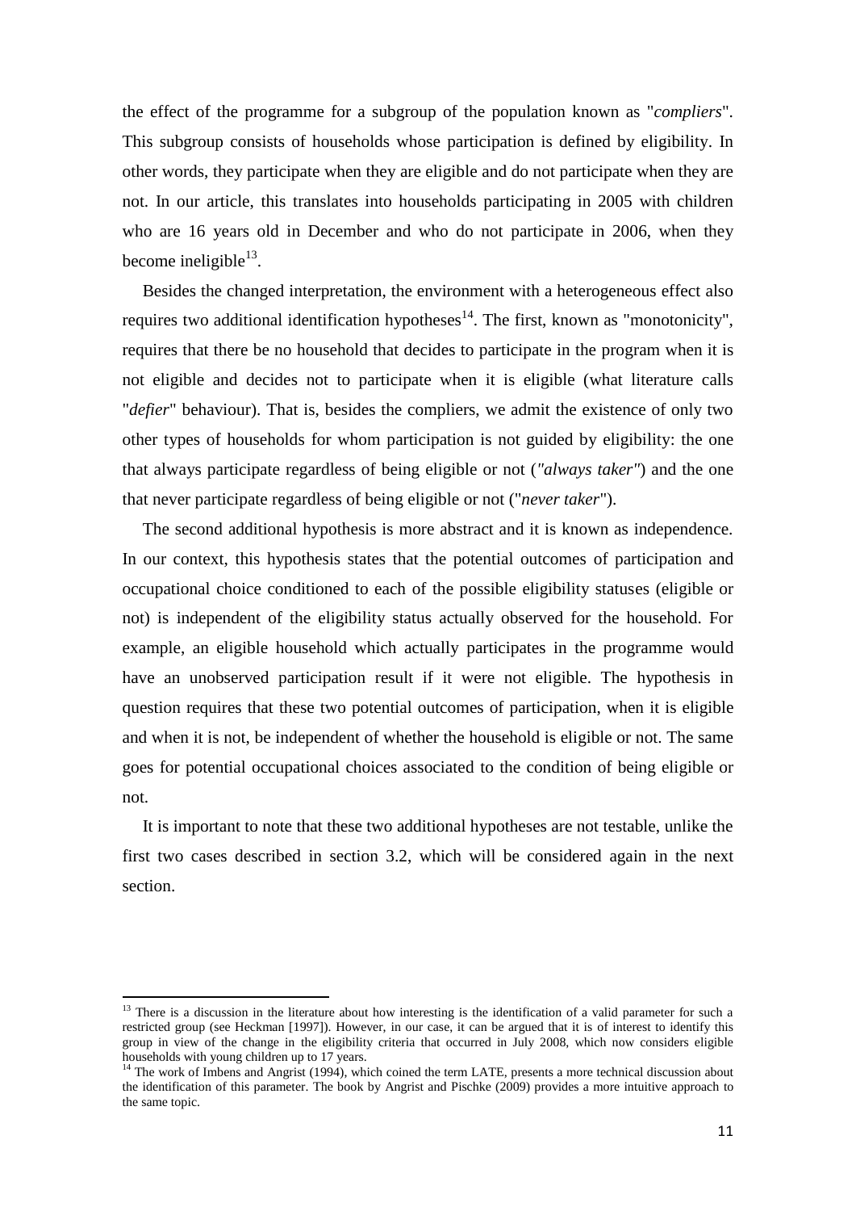the effect of the programme for a subgroup of the population known as "*compliers*". This subgroup consists of households whose participation is defined by eligibility. In other words, they participate when they are eligible and do not participate when they are not. In our article, this translates into households participating in 2005 with children who are 16 years old in December and who do not participate in 2006, when they become ineligible[13].

Besides the changed interpretation, the environment with a heterogeneous effect also requires two additional identification hypotheses[14]. The first, known as "monotonicity", requires that there be no household that decides to participate in the program when it is not eligible and decides not to participate when it is eligible (what literature calls "*defier*" behaviour). That is, besides the compliers, we admit the existence of only two other types of households for whom participation is not guided by eligibility: the one that always participate regardless of being eligible or not (*"always taker"*) and the one that never participate regardless of being eligible or not ("*never taker*").

The second additional hypothesis is more abstract and it is known as independence. In our context, this hypothesis states that the potential outcomes of participation and occupational choice conditioned to each of the possible eligibility statuses (eligible or not) is independent of the eligibility status actually observed for the household. For example, an eligible household which actually participates in the programme would have an unobserved participation result if it were not eligible. The hypothesis in question requires that these two potential outcomes of participation, when it is eligible and when it is not, be independent of whether the household is eligible or not. The same goes for potential occupational choices associated to the condition of being eligible or not.

It is important to note that these two additional hypotheses are not testable, unlike the first two cases described in section 3.2, which will be considered again in the next section.

---

[13] There is a discussion in the literature about how interesting is the identification of a valid parameter for such a restricted group (see Heckman [1997]). However, in our case, it can be argued that it is of interest to identify this group in view of the change in the eligibility criteria that occurred in July 2008, which now considers eligible households with young children up to 17 years.

[14] The work of Imbens and Angrist (1994), which coined the term LATE, presents a more technical discussion about the identification of this parameter. The book by Angrist and Pischke (2009) provides a more intuitive approach to the same topic.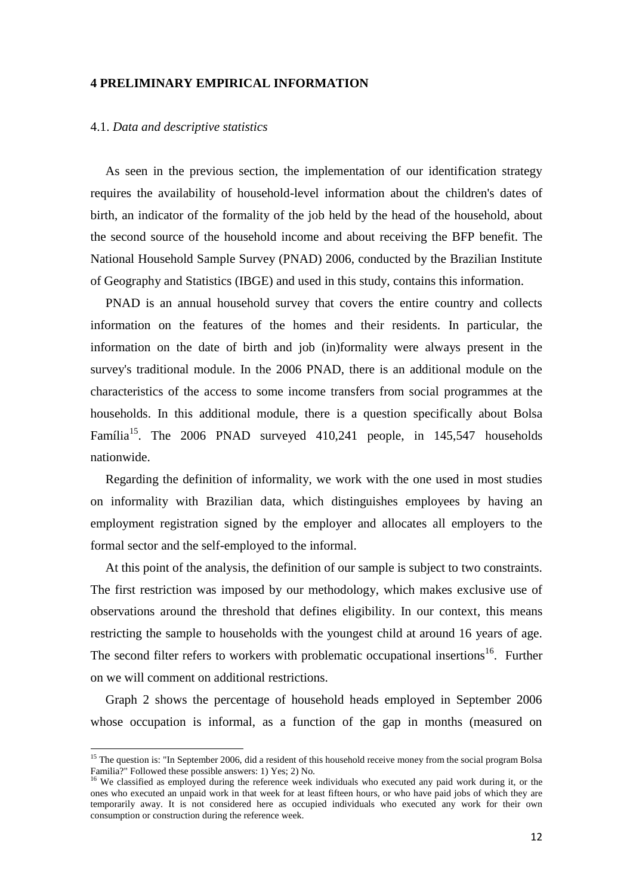## 4 PRELIMINARY EMPIRICAL INFORMATION

### 4.1. *Data and descriptive statistics*

As seen in the previous section, the implementation of our identification strategy requires the availability of household-level information about the children's dates of birth, an indicator of the formality of the job held by the head of the household, about the second source of the household income and about receiving the BFP benefit. The National Household Sample Survey (PNAD) 2006, conducted by the Brazilian Institute of Geography and Statistics (IBGE) and used in this study, contains this information.

PNAD is an annual household survey that covers the entire country and collects information on the features of the homes and their residents. In particular, the information on the date of birth and job (in)formality were always present in the survey's traditional module. In the 2006 PNAD, there is an additional module on the characteristics of the access to some income transfers from social programmes at the households. In this additional module, there is a question specifically about Bolsa Família[15]. The 2006 PNAD surveyed 410,241 people, in 145,547 households nationwide.

Regarding the definition of informality, we work with the one used in most studies on informality with Brazilian data, which distinguishes employees by having an employment registration signed by the employer and allocates all employers to the formal sector and the self-employed to the informal.

At this point of the analysis, the definition of our sample is subject to two constraints. The first restriction was imposed by our methodology, which makes exclusive use of observations around the threshold that defines eligibility. In our context, this means restricting the sample to households with the youngest child at around 16 years of age. The second filter refers to workers with problematic occupational insertions[16]. Further on we will comment on additional restrictions.

Graph 2 shows the percentage of household heads employed in September 2006 whose occupation is informal, as a function of the gap in months (measured on

---

[15] The question is: "In September 2006, did a resident of this household receive money from the social program Bolsa Familia?" Followed these possible answers: 1) Yes; 2) No.

[16] We classified as employed during the reference week individuals who executed any paid work during it, or the ones who executed an unpaid work in that week for at least fifteen hours, or who have paid jobs of which they are temporarily away. It is not considered here as occupied individuals who executed any work for their own consumption or construction during the reference week.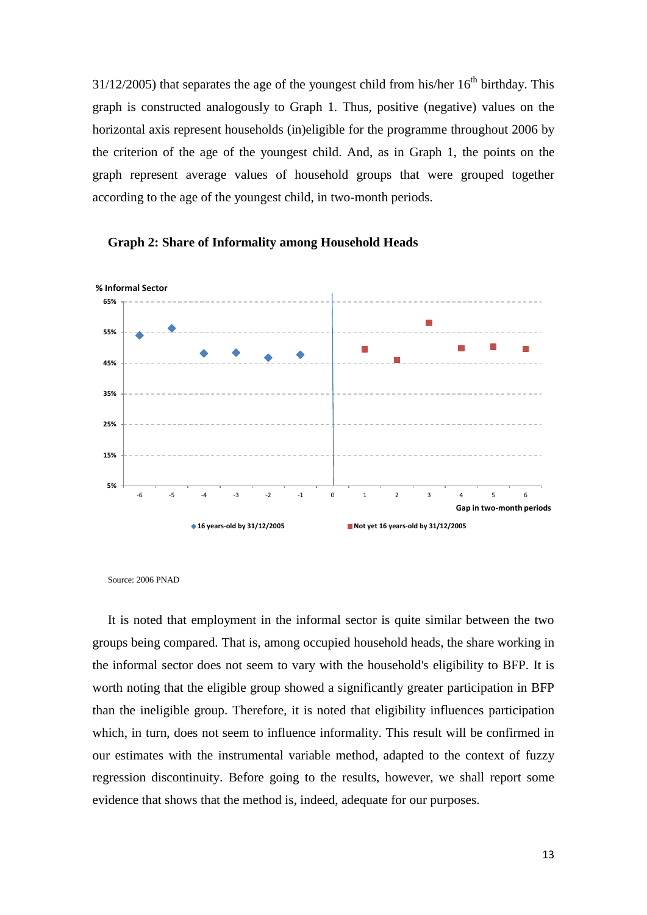31/12/2005) that separates the age of the youngest child from his/her 16th birthday. This graph is constructed analogously to Graph 1. Thus, positive (negative) values on the horizontal axis represent households (in)eligible for the programme throughout 2006 by the criterion of the age of the youngest child. And, as in Graph 1, the points on the graph represent average values of household groups that were grouped together according to the age of the youngest child, in two-month periods.

**Graph 2: Share of Informality among Household Heads**

% Informal Sector

65%
55%
45%
35%
25%
15%
5%

-6 -5 -4 -3 -2 -1 0 1 2 3 4 5 6

Gap in two-month periods

16 years-old by 31/12/2005

Not yet 16 years-old by 31/12/2005

Source: 2006 PNAD

It is noted that employment in the informal sector is quite similar between the two groups being compared. That is, among occupied household heads, the share working in the informal sector does not seem to vary with the household's eligibility to BFP. It is worth noting that the eligible group showed a significantly greater participation in BFP than the ineligible group. Therefore, it is noted that eligibility influences participation which, in turn, does not seem to influence informality. This result will be confirmed in our estimates with the instrumental variable method, adapted to the context of fuzzy regression discontinuity. Before going to the results, however, we shall report some evidence that shows that the method is, indeed, adequate for our purposes.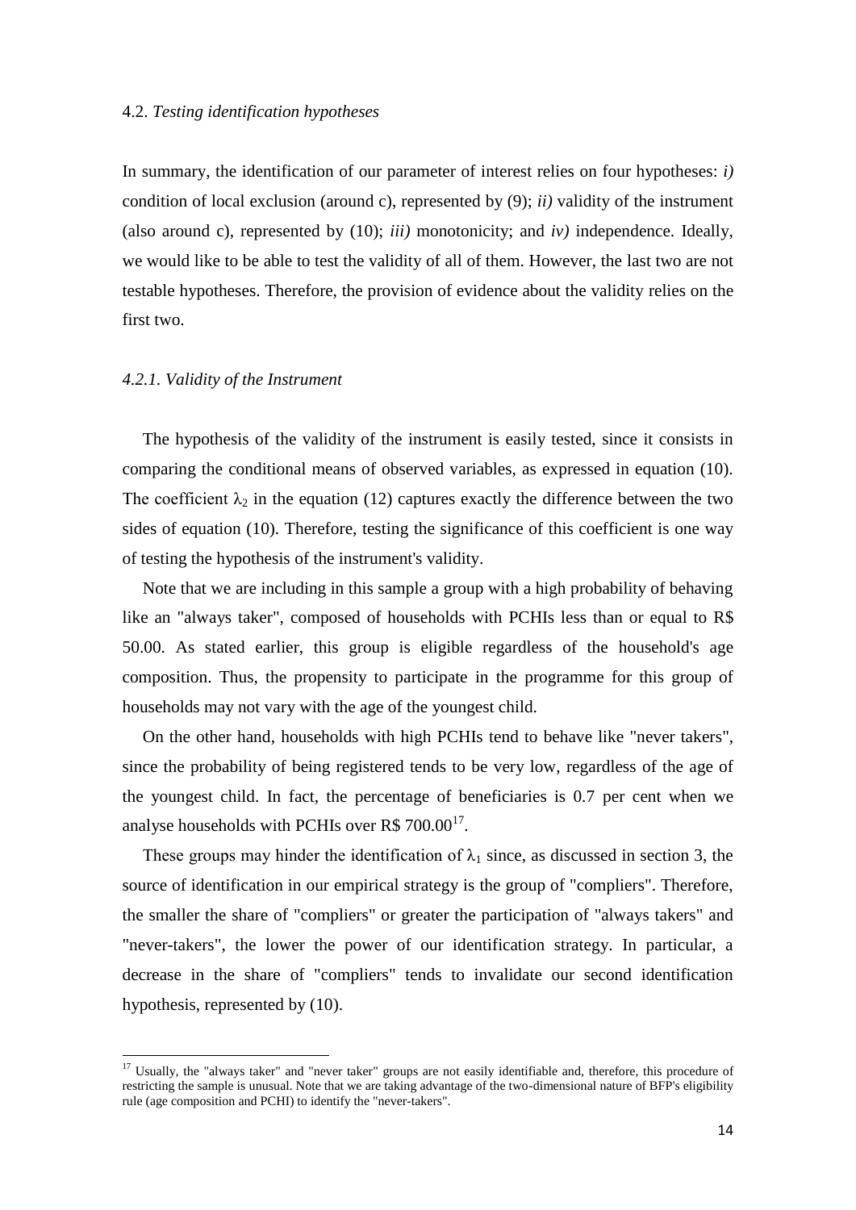### 4.2. *Testing identification hypotheses*

In summary, the identification of our parameter of interest relies on four hypotheses: *i)* condition of local exclusion (around c), represented by (9); *ii)* validity of the instrument (also around c), represented by (10); *iii)* monotonicity; and *iv)* independence. Ideally, we would like to be able to test the validity of all of them. However, the last two are not testable hypotheses. Therefore, the provision of evidence about the validity relies on the first two.

#### *4.2.1. Validity of the Instrument*

The hypothesis of the validity of the instrument is easily tested, since it consists in comparing the conditional means of observed variables, as expressed in equation (10). The coefficient $\lambda_2$ in the equation (12) captures exactly the difference between the two sides of equation (10). Therefore, testing the significance of this coefficient is one way of testing the hypothesis of the instrument's validity.

Note that we are including in this sample a group with a high probability of behaving like an "always taker", composed of households with PCHIs less than or equal to R$ 50.00. As stated earlier, this group is eligible regardless of the household's age composition. Thus, the propensity to participate in the programme for this group of households may not vary with the age of the youngest child.

On the other hand, households with high PCHIs tend to behave like "never takers", since the probability of being registered tends to be very low, regardless of the age of the youngest child. In fact, the percentage of beneficiaries is 0.7 per cent when we analyse households with PCHIs over R$ 700.00[17].

These groups may hinder the identification of $\lambda_1$ since, as discussed in section 3, the source of identification in our empirical strategy is the group of "compliers". Therefore, the smaller the share of "compliers" or greater the participation of "always takers" and "never-takers", the lower the power of our identification strategy. In particular, a decrease in the share of "compliers" tends to invalidate our second identification hypothesis, represented by (10).

[17] Usually, the "always taker" and "never taker" groups are not easily identifiable and, therefore, this procedure of restricting the sample is unusual. Note that we are taking advantage of the two-dimensional nature of BFP's eligibility rule (age composition and PCHI) to identify the "never-takers".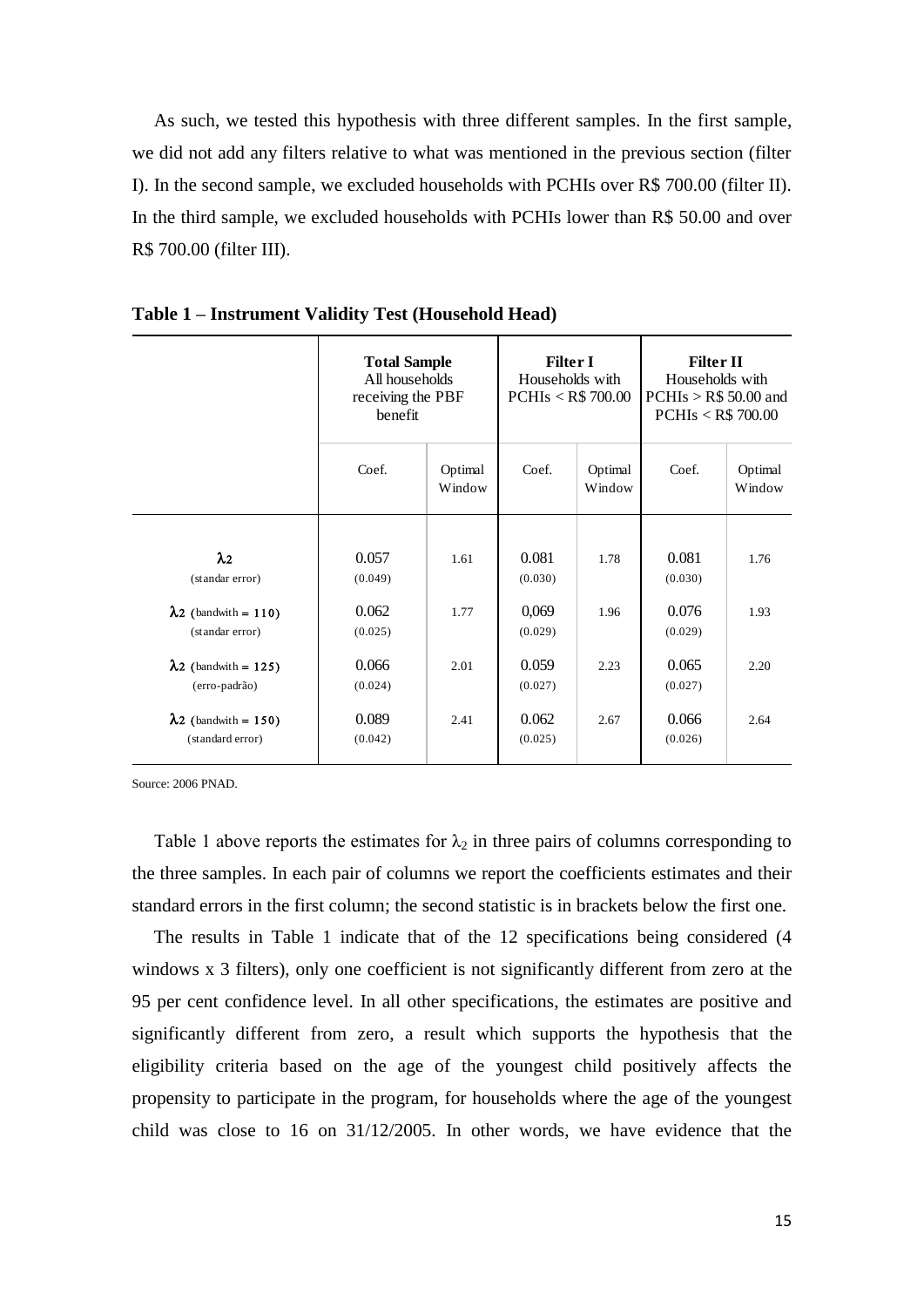As such, we tested this hypothesis with three different samples. In the first sample, we did not add any filters relative to what was mentioned in the previous section (filter I). In the second sample, we excluded households with PCHIs over R$ 700.00 (filter II). In the third sample, we excluded households with PCHIs lower than R$ 50.00 and over R$ 700.00 (filter III).

**Table 1 – Instrument Validity Test (Household Head)**

| | **Total Sample** All households receiving the PBF benefit | | **Filter I** Households with PCHIs < R$ 700.00 | | **Filter II** Households with PCHIs > R$ 50.00 and PCHIs < R$ 700.00 | |
|---|---|---|---|---|---|---|
| | Coef. | Optimal Window | Coef. | Optimal Window | Coef. | Optimal Window |
| $\lambda_2$ (standar error) | 0.057 (0.049) | 1.61 | 0.081 (0.030) | 1.78 | 0.081 (0.030) | 1.76 |
| $\lambda_2$ (bandwith = 110) (standar error) | 0.062 (0.025) | 1.77 | 0,069 (0.029) | 1.96 | 0.076 (0.029) | 1.93 |
| $\lambda_2$ (bandwith = 125) (erro-padrão) | 0.066 (0.024) | 2.01 | 0.059 (0.027) | 2.23 | 0.065 (0.027) | 2.20 |
| $\lambda_2$ (bandwith = 150) (standard error) | 0.089 (0.042) | 2.41 | 0.062 (0.025) | 2.67 | 0.066 (0.026) | 2.64 |

Source: 2006 PNAD.

Table 1 above reports the estimates for $\lambda_2$ in three pairs of columns corresponding to the three samples. In each pair of columns we report the coefficients estimates and their standard errors in the first column; the second statistic is in brackets below the first one.

The results in Table 1 indicate that of the 12 specifications being considered (4 windows x 3 filters), only one coefficient is not significantly different from zero at the 95 per cent confidence level. In all other specifications, the estimates are positive and significantly different from zero, a result which supports the hypothesis that the eligibility criteria based on the age of the youngest child positively affects the propensity to participate in the program, for households where the age of the youngest child was close to 16 on 31/12/2005. In other words, we have evidence that the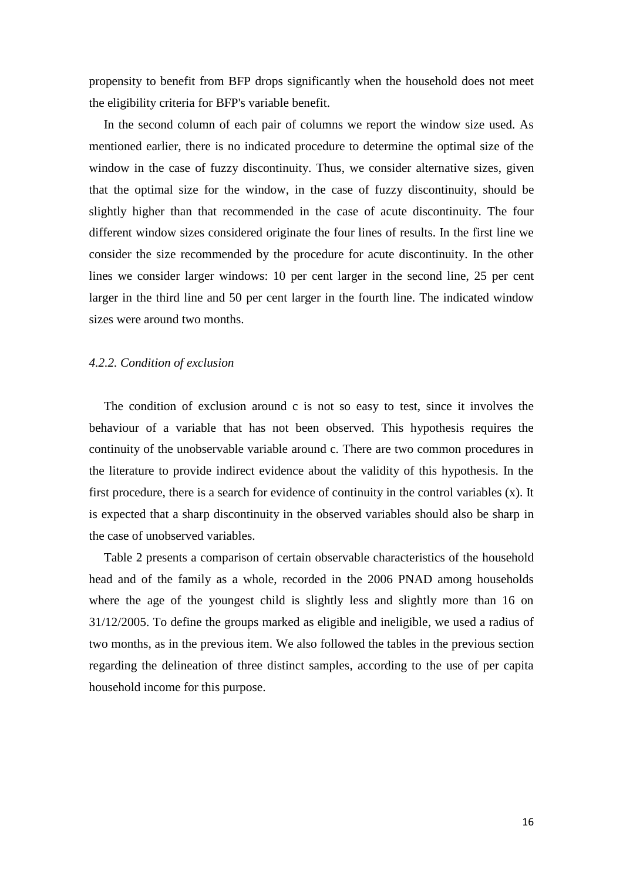propensity to benefit from BFP drops significantly when the household does not meet the eligibility criteria for BFP's variable benefit.

In the second column of each pair of columns we report the window size used. As mentioned earlier, there is no indicated procedure to determine the optimal size of the window in the case of fuzzy discontinuity. Thus, we consider alternative sizes, given that the optimal size for the window, in the case of fuzzy discontinuity, should be slightly higher than that recommended in the case of acute discontinuity. The four different window sizes considered originate the four lines of results. In the first line we consider the size recommended by the procedure for acute discontinuity. In the other lines we consider larger windows: 10 per cent larger in the second line, 25 per cent larger in the third line and 50 per cent larger in the fourth line. The indicated window sizes were around two months.

### *4.2.2. Condition of exclusion*

The condition of exclusion around c is not so easy to test, since it involves the behaviour of a variable that has not been observed. This hypothesis requires the continuity of the unobservable variable around c. There are two common procedures in the literature to provide indirect evidence about the validity of this hypothesis. In the first procedure, there is a search for evidence of continuity in the control variables (x). It is expected that a sharp discontinuity in the observed variables should also be sharp in the case of unobserved variables.

Table 2 presents a comparison of certain observable characteristics of the household head and of the family as a whole, recorded in the 2006 PNAD among households where the age of the youngest child is slightly less and slightly more than 16 on 31/12/2005. To define the groups marked as eligible and ineligible, we used a radius of two months, as in the previous item. We also followed the tables in the previous section regarding the delineation of three distinct samples, according to the use of per capita household income for this purpose.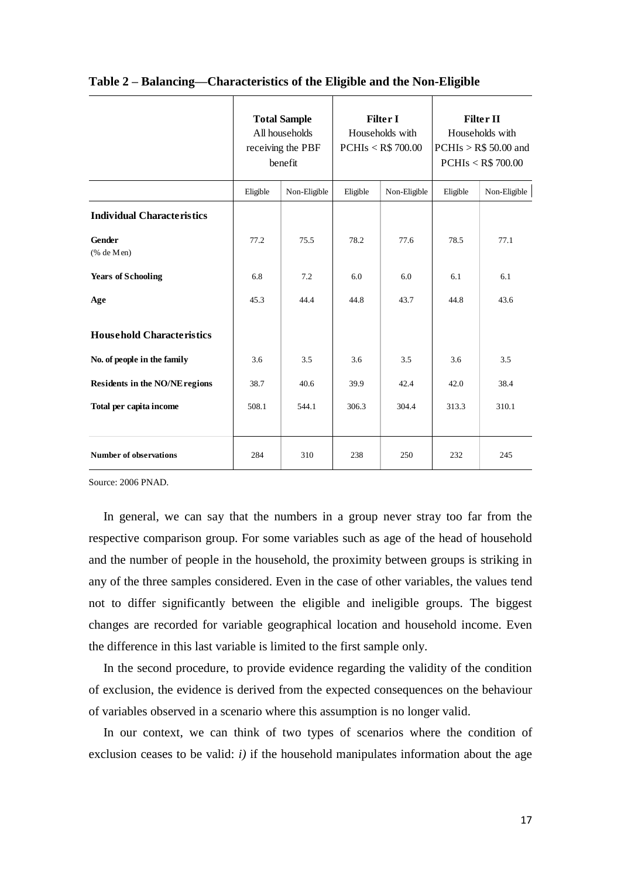**Table 2 – Balancing—Characteristics of the Eligible and the Non-Eligible**

| | **Total Sample** All households receiving the PBF benefit | | **Filter I** Households with PCHIs < R$ 700.00 | | **Filter II** Households with PCHIs > R$ 50.00 and PCHIs < R$ 700.00 | |
|---|---|---|---|---|---|---|
| | Eligible | Non-Eligible | Eligible | Non-Eligible | Eligible | Non-Eligible |
| **Individual Characteristics** | | | | | | |
| **Gender** (% de Men) | 77.2 | 75.5 | 78.2 | 77.6 | 78.5 | 77.1 |
| **Years of Schooling** | 6.8 | 7.2 | 6.0 | 6.0 | 6.1 | 6.1 |
| **Age** | 45.3 | 44.4 | 44.8 | 43.7 | 44.8 | 43.6 |
| **Household Characteristics** | | | | | | |
| **No. of people in the family** | 3.6 | 3.5 | 3.6 | 3.5 | 3.6 | 3.5 |
| **Residents in the NO/NE regions** | 38.7 | 40.6 | 39.9 | 42.4 | 42.0 | 38.4 |
| **Total per capita income** | 508.1 | 544.1 | 306.3 | 304.4 | 313.3 | 310.1 |
| **Number of observations** | 284 | 310 | 238 | 250 | 232 | 245 |

Source: 2006 PNAD.

In general, we can say that the numbers in a group never stray too far from the respective comparison group. For some variables such as age of the head of household and the number of people in the household, the proximity between groups is striking in any of the three samples considered. Even in the case of other variables, the values tend not to differ significantly between the eligible and ineligible groups. The biggest changes are recorded for variable geographical location and household income. Even the difference in this last variable is limited to the first sample only.

In the second procedure, to provide evidence regarding the validity of the condition of exclusion, the evidence is derived from the expected consequences on the behaviour of variables observed in a scenario where this assumption is no longer valid.

In our context, we can think of two types of scenarios where the condition of exclusion ceases to be valid: *i)* if the household manipulates information about the age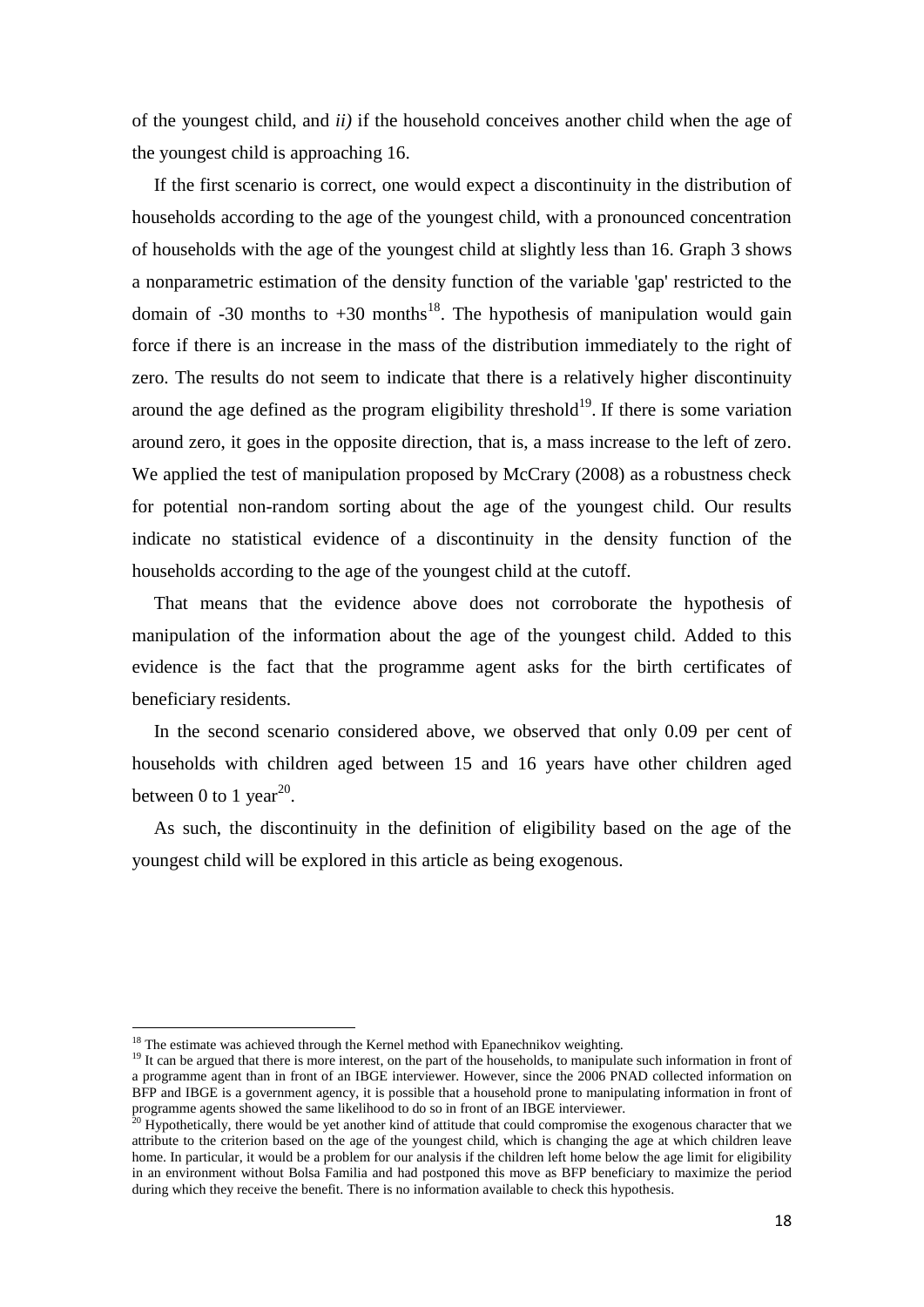of the youngest child, and *ii)* if the household conceives another child when the age of the youngest child is approaching 16.

If the first scenario is correct, one would expect a discontinuity in the distribution of households according to the age of the youngest child, with a pronounced concentration of households with the age of the youngest child at slightly less than 16. Graph 3 shows a nonparametric estimation of the density function of the variable 'gap' restricted to the domain of -30 months to +30 months[18]. The hypothesis of manipulation would gain force if there is an increase in the mass of the distribution immediately to the right of zero. The results do not seem to indicate that there is a relatively higher discontinuity around the age defined as the program eligibility threshold[19]. If there is some variation around zero, it goes in the opposite direction, that is, a mass increase to the left of zero. We applied the test of manipulation proposed by McCrary (2008) as a robustness check for potential non-random sorting about the age of the youngest child. Our results indicate no statistical evidence of a discontinuity in the density function of the households according to the age of the youngest child at the cutoff.

That means that the evidence above does not corroborate the hypothesis of manipulation of the information about the age of the youngest child. Added to this evidence is the fact that the programme agent asks for the birth certificates of beneficiary residents.

In the second scenario considered above, we observed that only 0.09 per cent of households with children aged between 15 and 16 years have other children aged between 0 to 1 year[20].

As such, the discontinuity in the definition of eligibility based on the age of the youngest child will be explored in this article as being exogenous.

[18] The estimate was achieved through the Kernel method with Epanechnikov weighting.

[19] It can be argued that there is more interest, on the part of the households, to manipulate such information in front of a programme agent than in front of an IBGE interviewer. However, since the 2006 PNAD collected information on BFP and IBGE is a government agency, it is possible that a household prone to manipulating information in front of programme agents showed the same likelihood to do so in front of an IBGE interviewer.

[20] Hypothetically, there would be yet another kind of attitude that could compromise the exogenous character that we attribute to the criterion based on the age of the youngest child, which is changing the age at which children leave home. In particular, it would be a problem for our analysis if the children left home below the age limit for eligibility in an environment without Bolsa Familia and had postponed this move as BFP beneficiary to maximize the period during which they receive the benefit. There is no information available to check this hypothesis.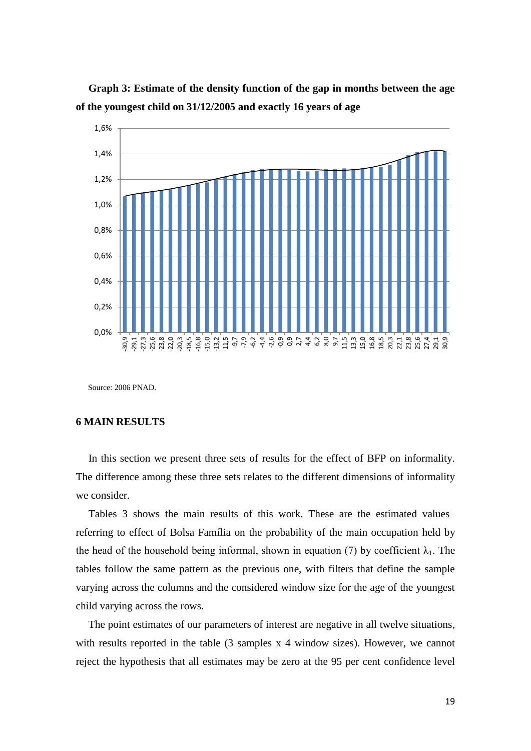**Graph 3: Estimate of the density function of the gap in months between the age of the youngest child on 31/12/2005 and exactly 16 years of age**

1,6%
1,4%
1,2%
1,0%
0,8%
0,6%
0,4%
0,2%
0,0%

-30,9 -29,1 -27,3 -25,6 -23,8 -22,0 -20,3 -18,5 -16,8 -15,0 -13,2 -11,5 -9,7 -7,9 -6,2 -4,4 -2,6 -0,9 0,9 2,7 4,4 6,2 8,0 9,7 11,5 13,3 15,0 16,8 18,5 20,3 22,1 23,8 25,6 27,4 29,1 30,9

Source: 2006 PNAD.

## 6 MAIN RESULTS

In this section we present three sets of results for the effect of BFP on informality. The difference among these three sets relates to the different dimensions of informality we consider.

Tables 3 shows the main results of this work. These are the estimated values referring to effect of Bolsa Família on the probability of the main occupation held by the head of the household being informal, shown in equation (7) by coefficient $\lambda_1$. The tables follow the same pattern as the previous one, with filters that define the sample varying across the columns and the considered window size for the age of the youngest child varying across the rows.

The point estimates of our parameters of interest are negative in all twelve situations, with results reported in the table (3 samples x 4 window sizes). However, we cannot reject the hypothesis that all estimates may be zero at the 95 per cent confidence level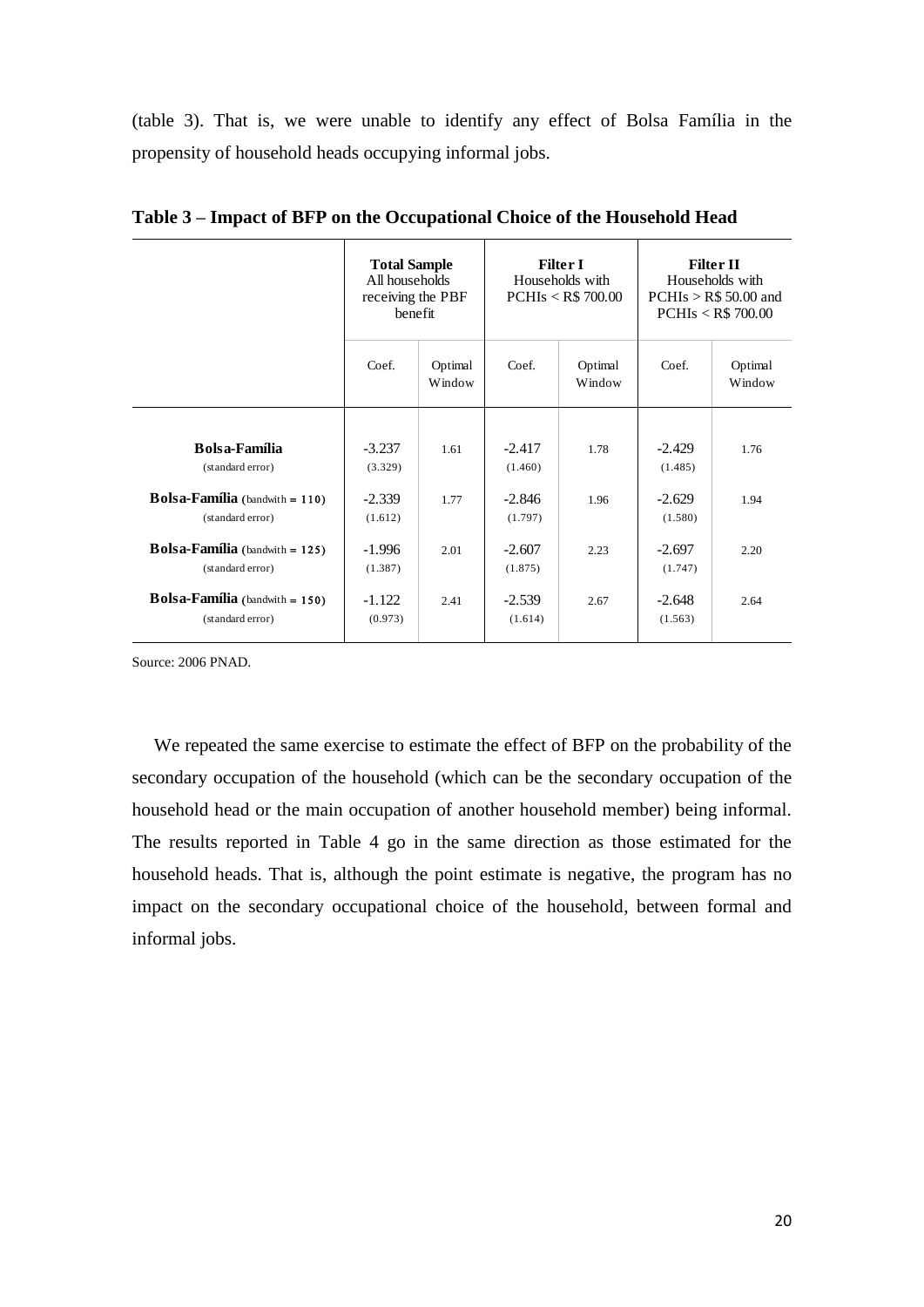(table 3). That is, we were unable to identify any effect of Bolsa Família in the propensity of household heads occupying informal jobs.

**Table 3 – Impact of BFP on the Occupational Choice of the Household Head**

| | **Total Sample** All households receiving the PBF benefit | | **Filter I** Households with PCHIs < R$ 700.00 | | **Filter II** Households with PCHIs > R$ 50.00 and PCHIs < R$ 700.00 | |
|---|---|---|---|---|---|---|
| | Coef. | Optimal Window | Coef. | Optimal Window | Coef. | Optimal Window |
| **Bolsa-Família** (standard error) | -3.237 (3.329) | 1.61 | -2.417 (1.460) | 1.78 | -2.429 (1.485) | 1.76 |
| **Bolsa-Família** (bandwith = 110) (standard error) | -2.339 (1.612) | 1.77 | -2.846 (1.797) | 1.96 | -2.629 (1.580) | 1.94 |
| **Bolsa-Família** (bandwith = 125) (standard error) | -1.996 (1.387) | 2.01 | -2.607 (1.875) | 2.23 | -2.697 (1.747) | 2.20 |
| **Bolsa-Família** (bandwith = 150) (standard error) | -1.122 (0.973) | 2.41 | -2.539 (1.614) | 2.67 | -2.648 (1.563) | 2.64 |

Source: 2006 PNAD.

We repeated the same exercise to estimate the effect of BFP on the probability of the secondary occupation of the household (which can be the secondary occupation of the household head or the main occupation of another household member) being informal. The results reported in Table 4 go in the same direction as those estimated for the household heads. That is, although the point estimate is negative, the program has no impact on the secondary occupational choice of the household, between formal and informal jobs.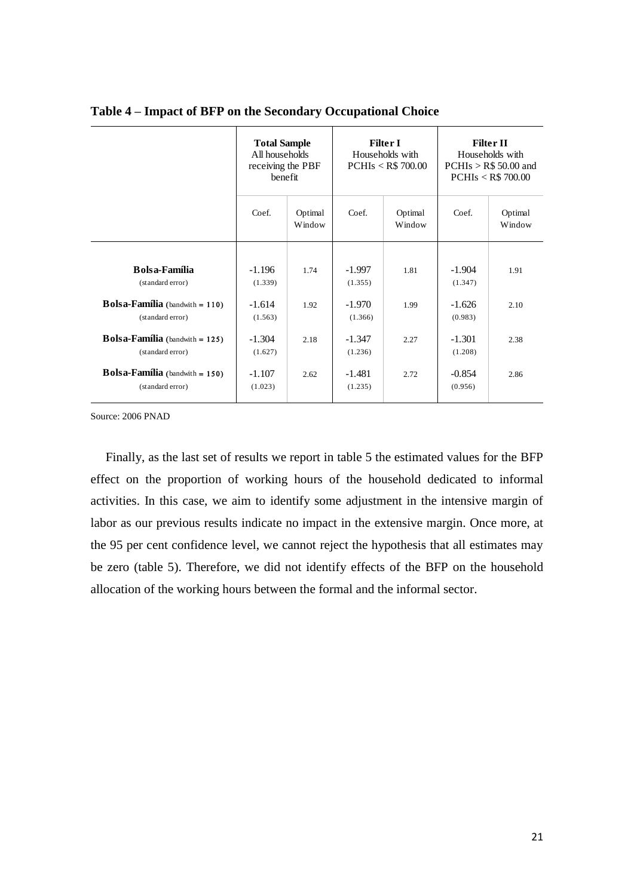**Table 4 – Impact of BFP on the Secondary Occupational Choice**

| | **Total Sample** All households receiving the PBF benefit | | **Filter I** Households with PCHIs < R$ 700.00 | | **Filter II** Households with PCHIs > R$ 50.00 and PCHIs < R$ 700.00 | |
|---|---|---|---|---|---|---|
| | Coef. | Optimal Window | Coef. | Optimal Window | Coef. | Optimal Window |
| **Bolsa-Família** (standard error) | -1.196 (1.339) | 1.74 | -1.997 (1.355) | 1.81 | -1.904 (1.347) | 1.91 |
| **Bolsa-Família** (bandwith = 110) (standard error) | -1.614 (1.563) | 1.92 | -1.970 (1.366) | 1.99 | -1.626 (0.983) | 2.10 |
| **Bolsa-Família** (bandwith = 125) (standard error) | -1.304 (1.627) | 2.18 | -1.347 (1.236) | 2.27 | -1.301 (1.208) | 2.38 |
| **Bolsa-Família** (bandwith = 150) (standard error) | -1.107 (1.023) | 2.62 | -1.481 (1.235) | 2.72 | -0.854 (0.956) | 2.86 |

Source: 2006 PNAD

Finally, as the last set of results we report in table 5 the estimated values for the BFP effect on the proportion of working hours of the household dedicated to informal activities. In this case, we aim to identify some adjustment in the intensive margin of labor as our previous results indicate no impact in the extensive margin. Once more, at the 95 per cent confidence level, we cannot reject the hypothesis that all estimates may be zero (table 5). Therefore, we did not identify effects of the BFP on the household allocation of the working hours between the formal and the informal sector.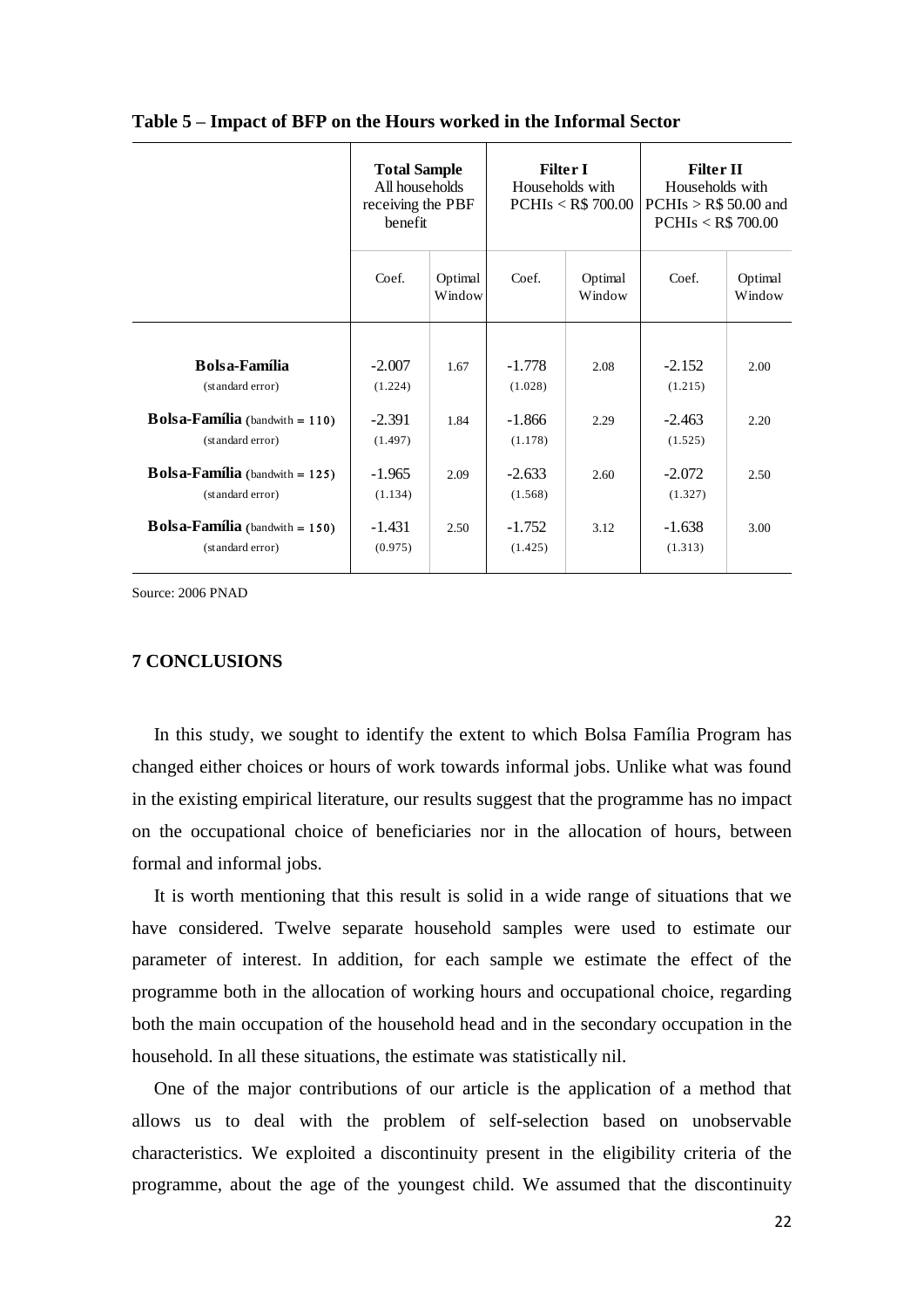**Table 5 – Impact of BFP on the Hours worked in the Informal Sector**

| | **Total Sample** All households receiving the PBF benefit | | **Filter I** Households with PCHIs < R$ 700.00 | | **Filter II** Households with PCHIs > R$ 50.00 and PCHIs < R$ 700.00 | |
|---|---|---|---|---|---|---|
| | Coef. | Optimal Window | Coef. | Optimal Window | Coef. | Optimal Window |
| **Bolsa-Família** | -2.007 | 1.67 | -1.778 | 2.08 | -2.152 | 2.00 |
| (standard error) | (1.224) | | (1.028) | | (1.215) | |
| **Bolsa-Família** (bandwith = 110) | -2.391 | 1.84 | -1.866 | 2.29 | -2.463 | 2.20 |
| (standard error) | (1.497) | | (1.178) | | (1.525) | |
| **Bolsa-Família** (bandwith = 125) | -1.965 | 2.09 | -2.633 | 2.60 | -2.072 | 2.50 |
| (standard error) | (1.134) | | (1.568) | | (1.327) | |
| **Bolsa-Família** (bandwith = 150) | -1.431 | 2.50 | -1.752 | 3.12 | -1.638 | 3.00 |
| (standard error) | (0.975) | | (1.425) | | (1.313) | |

Source: 2006 PNAD

## 7 CONCLUSIONS

In this study, we sought to identify the extent to which Bolsa Família Program has changed either choices or hours of work towards informal jobs. Unlike what was found in the existing empirical literature, our results suggest that the programme has no impact on the occupational choice of beneficiaries nor in the allocation of hours, between formal and informal jobs.

It is worth mentioning that this result is solid in a wide range of situations that we have considered. Twelve separate household samples were used to estimate our parameter of interest. In addition, for each sample we estimate the effect of the programme both in the allocation of working hours and occupational choice, regarding both the main occupation of the household head and in the secondary occupation in the household. In all these situations, the estimate was statistically nil.

One of the major contributions of our article is the application of a method that allows us to deal with the problem of self-selection based on unobservable characteristics. We exploited a discontinuity present in the eligibility criteria of the programme, about the age of the youngest child. We assumed that the discontinuity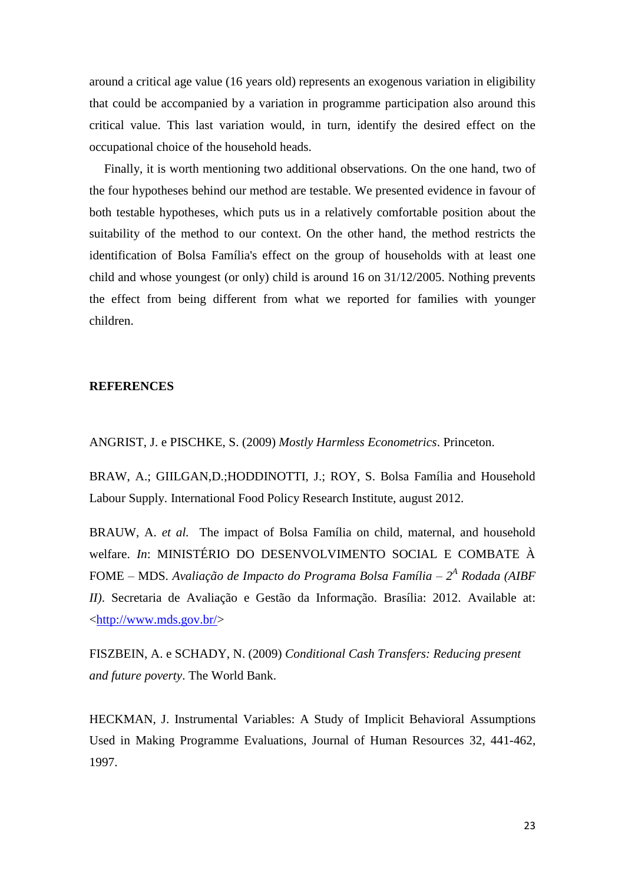around a critical age value (16 years old) represents an exogenous variation in eligibility that could be accompanied by a variation in programme participation also around this critical value. This last variation would, in turn, identify the desired effect on the occupational choice of the household heads.

Finally, it is worth mentioning two additional observations. On the one hand, two of the four hypotheses behind our method are testable. We presented evidence in favour of both testable hypotheses, which puts us in a relatively comfortable position about the suitability of the method to our context. On the other hand, the method restricts the identification of Bolsa Família's effect on the group of households with at least one child and whose youngest (or only) child is around 16 on 31/12/2005. Nothing prevents the effect from being different from what we reported for families with younger children.

**REFERENCES**

ANGRIST, J. e PISCHKE, S. (2009) *Mostly Harmless Econometrics*. Princeton.

BRAW, A.; GIILGAN,D.;HODDINOTTI, J.; ROY, S. Bolsa Família and Household Labour Supply. International Food Policy Research Institute, august 2012.

BRAUW, A. *et al.* The impact of Bolsa Família on child, maternal, and household welfare. *In*: MINISTÉRIO DO DESENVOLVIMENTO SOCIAL E COMBATE À FOME – MDS. *Avaliação de Impacto do Programa Bolsa Família – 2A Rodada (AIBF II)*. Secretaria de Avaliação e Gestão da Informação. Brasília: 2012. Available at: <http://www.mds.gov.br/>

FISZBEIN, A. e SCHADY, N. (2009) *Conditional Cash Transfers: Reducing present and future poverty*. The World Bank.

HECKMAN, J. Instrumental Variables: A Study of Implicit Behavioral Assumptions Used in Making Programme Evaluations, Journal of Human Resources 32, 441-462, 1997.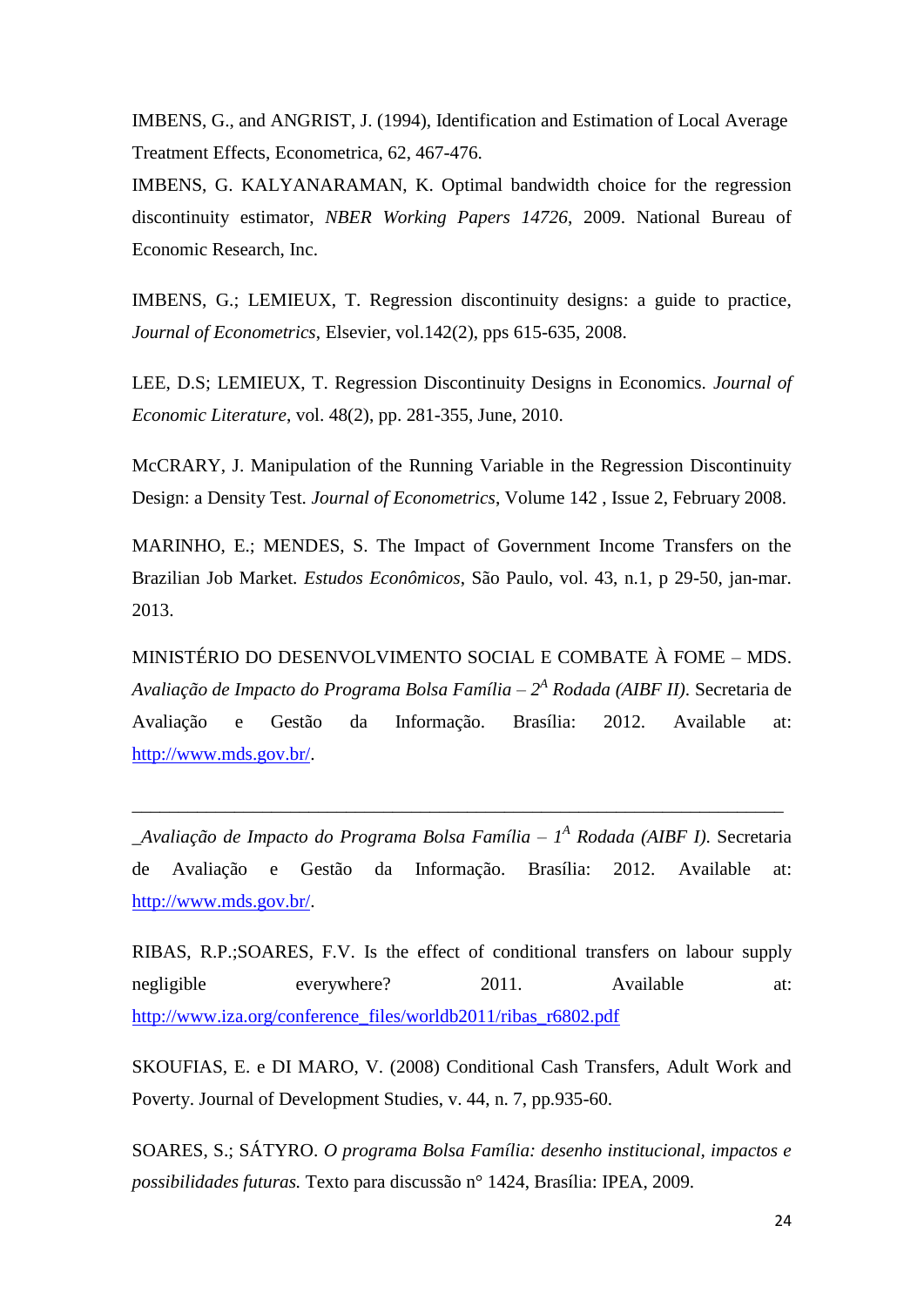IMBENS, G., and ANGRIST, J. (1994), Identification and Estimation of Local Average Treatment Effects, Econometrica, 62, 467-476.

IMBENS, G. KALYANARAMAN, K. Optimal bandwidth choice for the regression discontinuity estimator, *NBER Working Papers 14726*, 2009. National Bureau of Economic Research, Inc.

IMBENS, G.; LEMIEUX, T. Regression discontinuity designs: a guide to practice, *Journal of Econometrics*, Elsevier, vol.142(2), pps 615-635, 2008.

LEE, D.S; LEMIEUX, T. Regression Discontinuity Designs in Economics. *Journal of Economic Literature*, vol. 48(2), pp. 281-355, June, 2010.

McCRARY, J. Manipulation of the Running Variable in the Regression Discontinuity Design: a Density Test. *Journal of Econometrics*, Volume 142 , Issue 2, February 2008.

MARINHO, E.; MENDES, S. The Impact of Government Income Transfers on the Brazilian Job Market. *Estudos Econômicos*, São Paulo, vol. 43, n.1, p 29-50, jan-mar. 2013.

MINISTÉRIO DO DESENVOLVIMENTO SOCIAL E COMBATE À FOME – MDS. *Avaliação de Impacto do Programa Bolsa Família – 2ᴬ Rodada (AIBF II).* Secretaria de Avaliação e Gestão da Informação. Brasília: 2012. Available at: http://www.mds.gov.br/.

_____________________________________________________________________________ *_Avaliação de Impacto do Programa Bolsa Família – 1ᴬ Rodada (AIBF I).* Secretaria de Avaliação e Gestão da Informação. Brasília: 2012. Available at: http://www.mds.gov.br/.

RIBAS, R.P.;SOARES, F.V. Is the effect of conditional transfers on labour supply negligible everywhere? 2011. Available at: http://www.iza.org/conference_files/worldb2011/ribas_r6802.pdf

SKOUFIAS, E. e DI MARO, V. (2008) Conditional Cash Transfers, Adult Work and Poverty. Journal of Development Studies, v. 44, n. 7, pp.935-60.

SOARES, S.; SÁTYRO. *O programa Bolsa Família: desenho institucional, impactos e possibilidades futuras.* Texto para discussão n° 1424, Brasília: IPEA, 2009.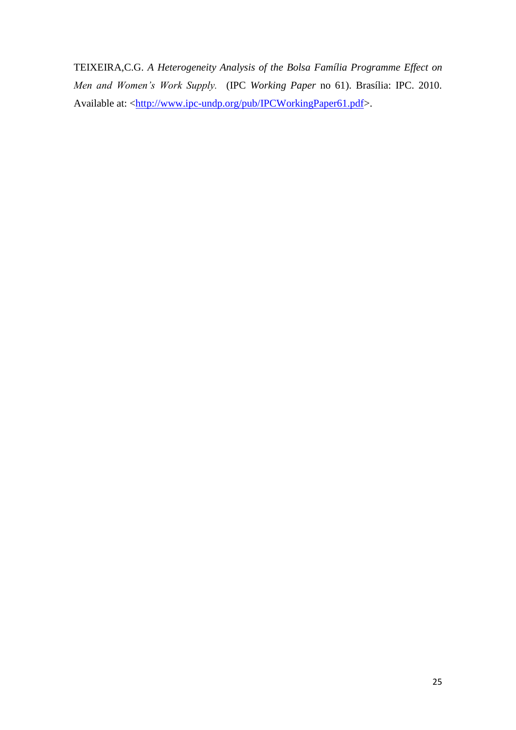TEIXEIRA,C.G. *A Heterogeneity Analysis of the Bolsa Família Programme Effect on Men and Women's Work Supply.* (IPC *Working Paper* no 61). Brasília: IPC. 2010. Available at: <http://www.ipc-undp.org/pub/IPCWorkingPaper61.pdf>.